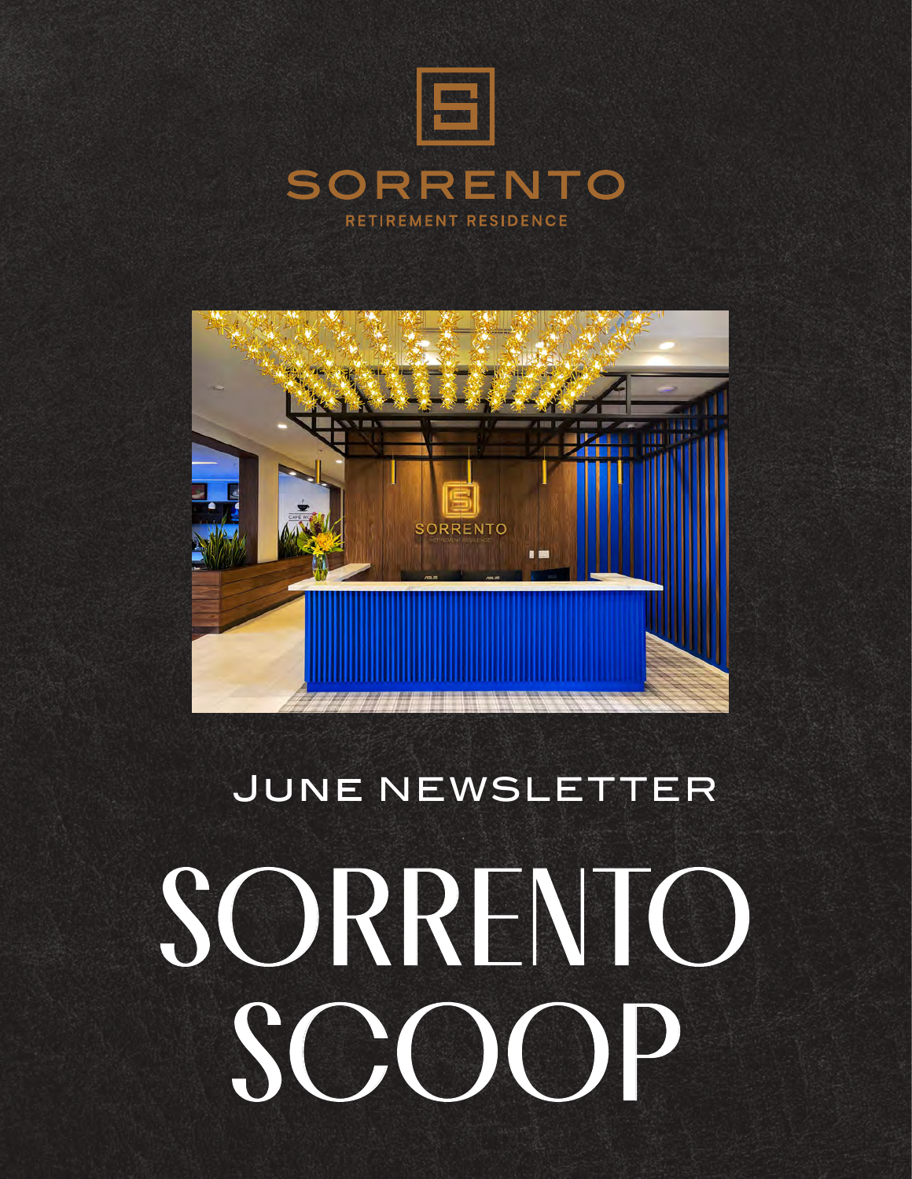SORRENTO

RETIREMENT RESIDENCE

## June Newsletter

# SORRENTO SCOOP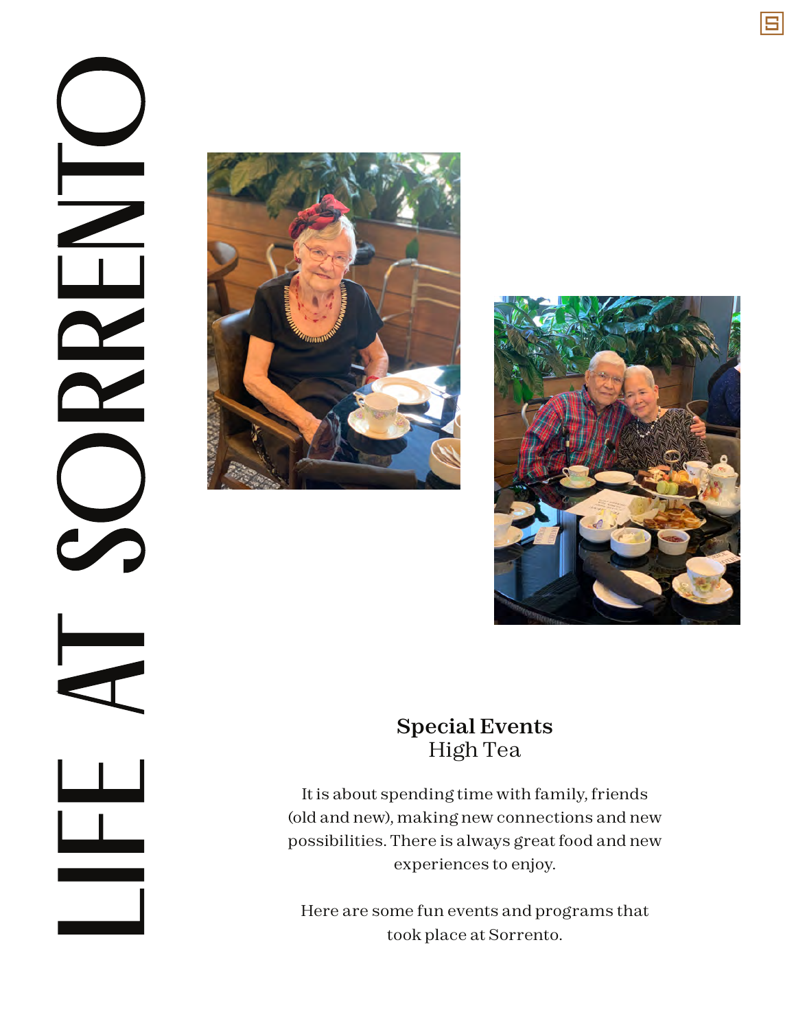# LIFE AT SORRENTO

**Special Events**

High Tea

It is about spending time with family, friends (old and new), making new connections and new possibilities. There is always great food and new experiences to enjoy.

Here are some fun events and programs that took place at Sorrento.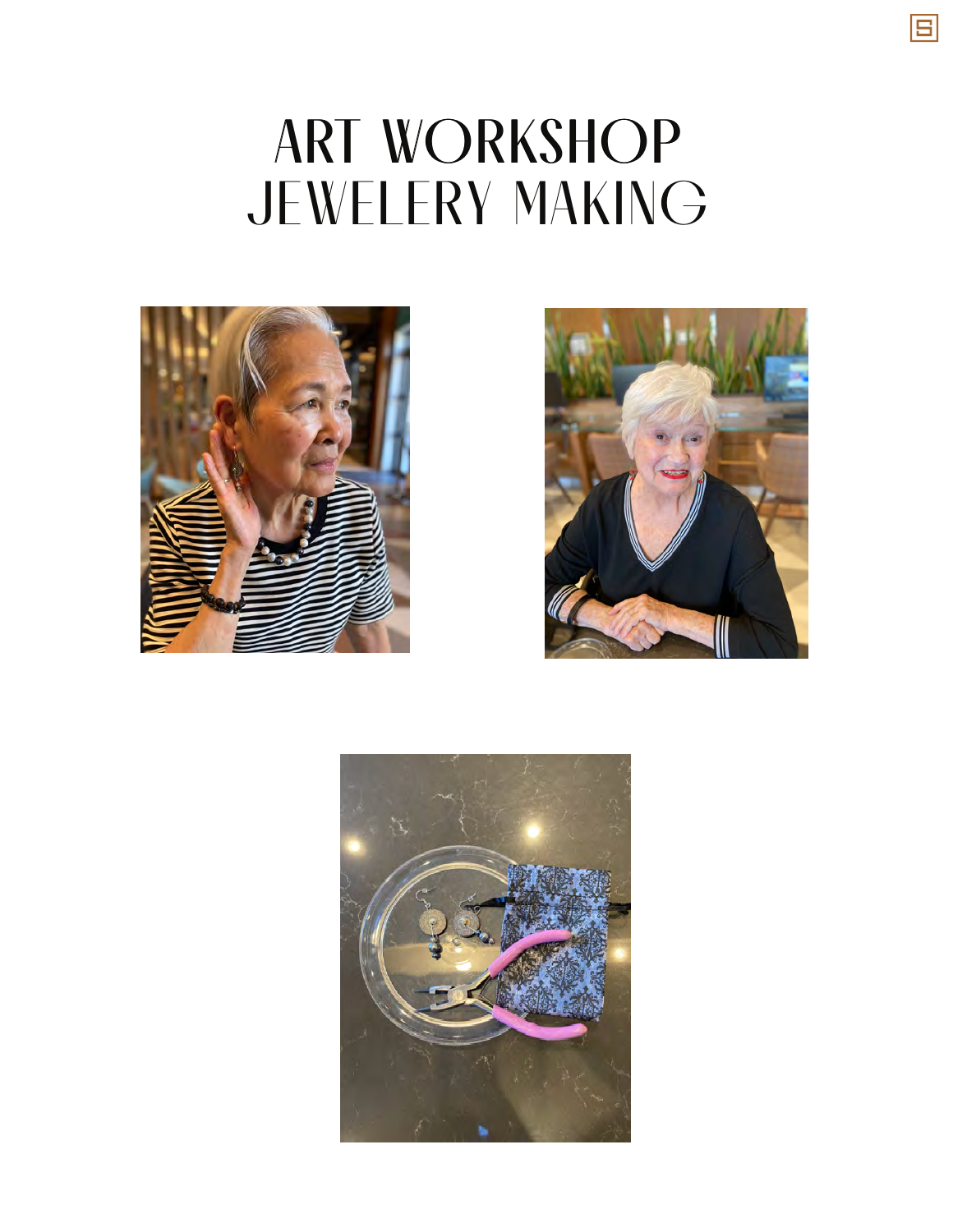# ART WORKSHOP JEWELERY MAKING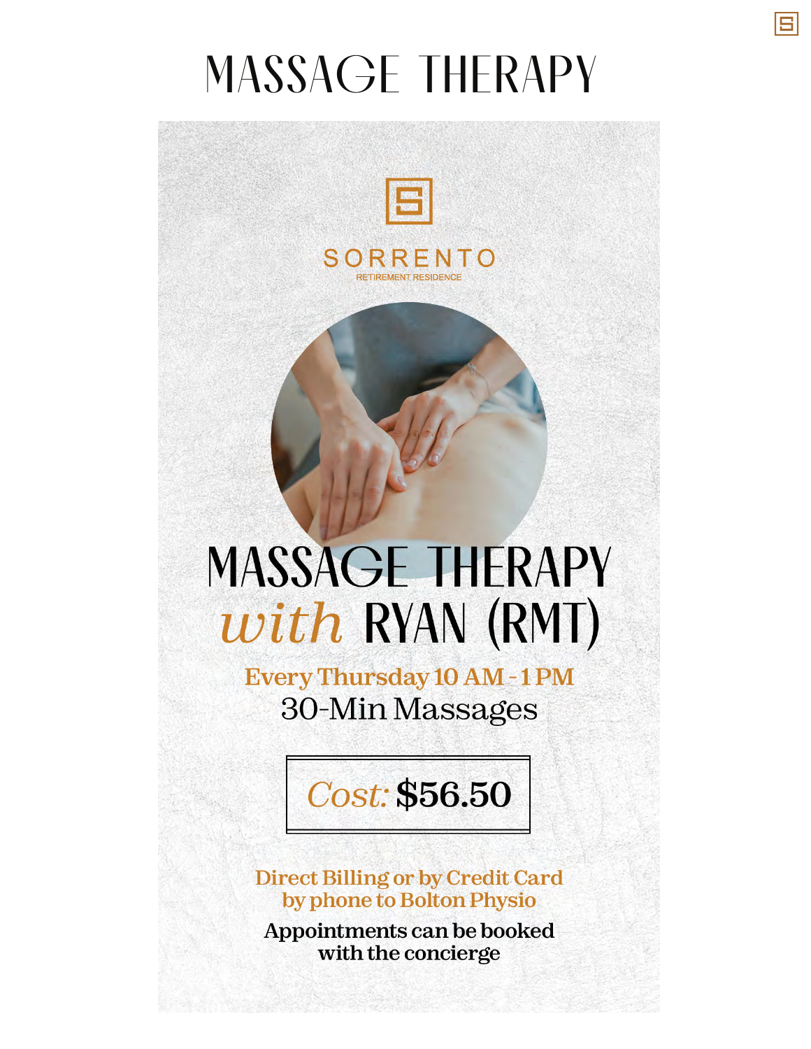# MASSAGE THERAPY

SORRENTO
RETIREMENT RESIDENCE

## MASSAGE THERAPY *with* RYAN (RMT)

**Every Thursday 10 AM - 1 PM**

30-Min Massages

*Cost:* **$56.50**

**Direct Billing or by Credit Card by phone to Bolton Physio**

**Appointments can be booked with the concierge**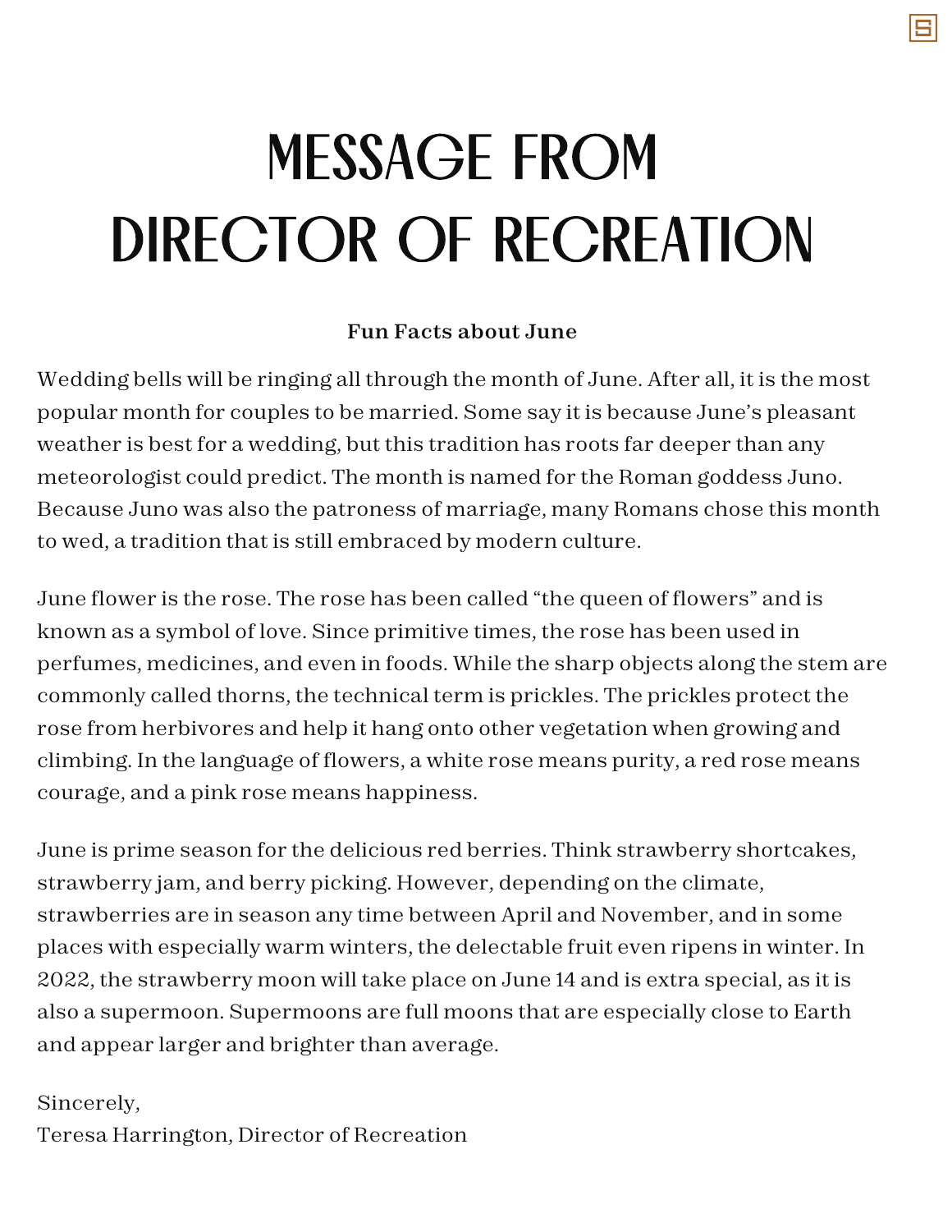# MESSAGE FROM DIRECTOR OF RECREATION

**Fun Facts about June**

Wedding bells will be ringing all through the month of June. After all, it is the most popular month for couples to be married. Some say it is because June's pleasant weather is best for a wedding, but this tradition has roots far deeper than any meteorologist could predict. The month is named for the Roman goddess Juno. Because Juno was also the patroness of marriage, many Romans chose this month to wed, a tradition that is still embraced by modern culture.

June flower is the rose. The rose has been called "the queen of flowers" and is known as a symbol of love. Since primitive times, the rose has been used in perfumes, medicines, and even in foods. While the sharp objects along the stem are commonly called thorns, the technical term is prickles. The prickles protect the rose from herbivores and help it hang onto other vegetation when growing and climbing. In the language of flowers, a white rose means purity, a red rose means courage, and a pink rose means happiness.

June is prime season for the delicious red berries. Think strawberry shortcakes, strawberry jam, and berry picking. However, depending on the climate, strawberries are in season any time between April and November, and in some places with especially warm winters, the delectable fruit even ripens in winter. In 2022, the strawberry moon will take place on June 14 and is extra special, as it is also a supermoon. Supermoons are full moons that are especially close to Earth and appear larger and brighter than average.

Sincerely,
Teresa Harrington, Director of Recreation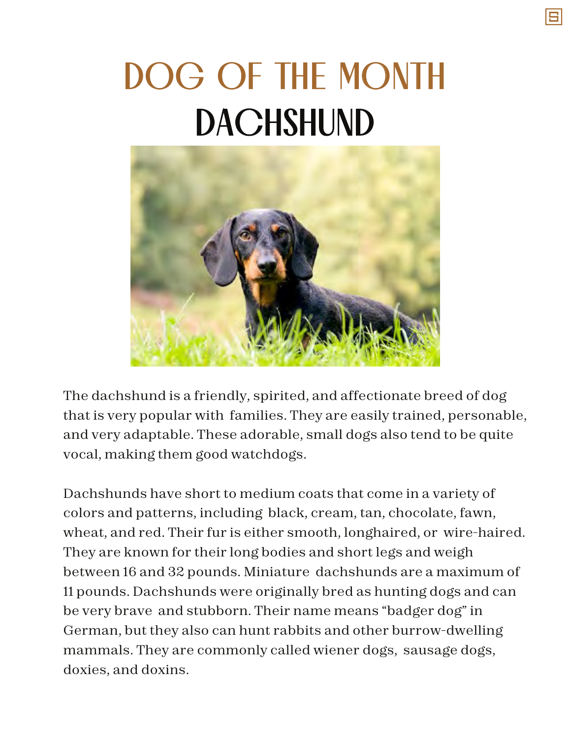# DOG OF THE MONTH

## DACHSHUND

The dachshund is a friendly, spirited, and affectionate breed of dog that is very popular with families. They are easily trained, personable, and very adaptable. These adorable, small dogs also tend to be quite vocal, making them good watchdogs.

Dachshunds have short to medium coats that come in a variety of colors and patterns, including black, cream, tan, chocolate, fawn, wheat, and red. Their fur is either smooth, longhaired, or wire-haired. They are known for their long bodies and short legs and weigh between 16 and 32 pounds. Miniature dachshunds are a maximum of 11 pounds. Dachshunds were originally bred as hunting dogs and can be very brave and stubborn. Their name means "badger dog" in German, but they also can hunt rabbits and other burrow-dwelling mammals. They are commonly called wiener dogs, sausage dogs, doxies, and doxins.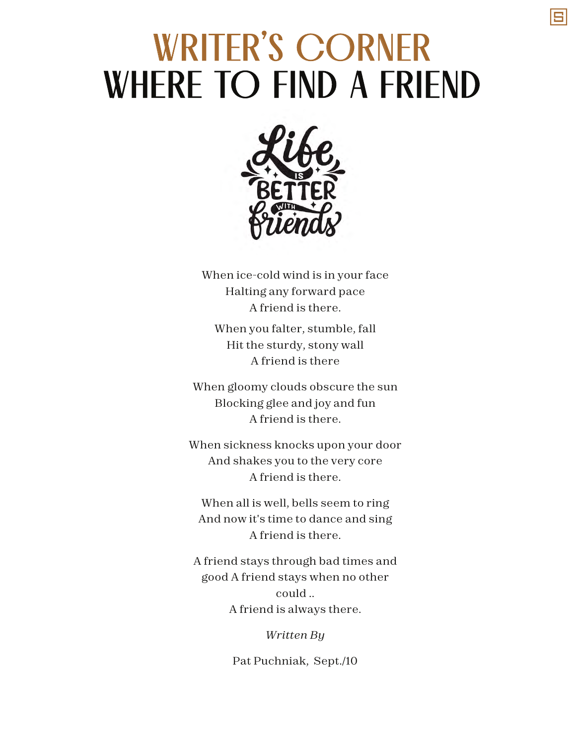# WRITER'S CORNER

# WHERE TO FIND A FRIEND

When ice-cold wind is in your face
Halting any forward pace
A friend is there.

When you falter, stumble, fall
Hit the sturdy, stony wall
A friend is there

When gloomy clouds obscure the sun
Blocking glee and joy and fun
A friend is there.

When sickness knocks upon your door
And shakes you to the very core
A friend is there.

When all is well, bells seem to ring
And now it's time to dance and sing
A friend is there.

A friend stays through bad times and good A friend stays when no other could ..
A friend is always there.

*Written By*

Pat Puchniak, Sept./10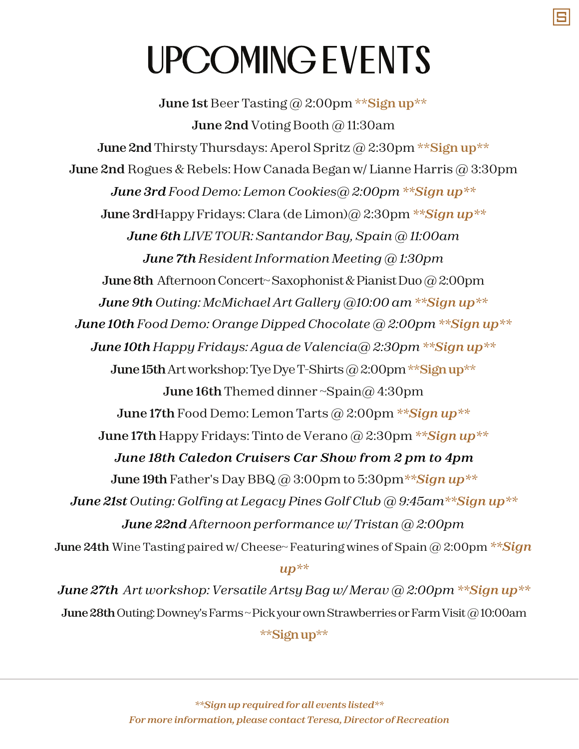# UPCOMING EVENTS

**June 1st** Beer Tasting @ 2:00pm **Sign up**

**June 2nd** Voting Booth @ 11:30am

**June 2nd** Thirsty Thursdays: Aperol Spritz @ 2:30pm **Sign up**

**June 2nd** Rogues & Rebels: How Canada Began w/ Lianne Harris @ 3:30pm

***June 3rd*** *Food Demo: Lemon Cookies@ 2:00pm* ***Sign up***

**June 3rd**Happy Fridays: Clara (de Limon)@ 2:30pm ***Sign up***

***June 6th*** *LIVE TOUR: Santandor Bay, Spain @ 11:00am*

***June 7th*** *Resident Information Meeting @ 1:30pm*

**June 8th** Afternoon Concert~ Saxophonist & Pianist Duo @ 2:00pm

***June 9th*** *Outing: McMichael Art Gallery @10:00 am* ***Sign up***

***June 10th*** *Food Demo: Orange Dipped Chocolate @ 2:00pm* ***Sign up***

***June 10th*** *Happy Fridays: Agua de Valencia@ 2:30pm* ***Sign up***

**June 15th** Art workshop: Tye Dye T-Shirts @ 2:00pm **Sign up**

**June 16th** Themed dinner ~Spain@ 4:30pm

**June 17th** Food Demo: Lemon Tarts @ 2:00pm ***Sign up***

**June 17th** Happy Fridays: Tinto de Verano @ 2:30pm ***Sign up***

***June 18th Caledon Cruisers Car Show from 2 pm to 4pm***

**June 19th** Father's Day BBQ @ 3:00pm to 5:30pm***Sign up***

***June 21st*** *Outing: Golfing at Legacy Pines Golf Club @ 9:45am****Sign up***

***June 22nd*** *Afternoon performance w/ Tristan @ 2:00pm*

**June 24th** Wine Tasting paired w/ Cheese~ Featuring wines of Spain @ 2:00pm ***Sign up***

***June 27th*** *Art workshop: Versatile Artsy Bag w/ Merav @ 2:00pm* ***Sign up***

**June 28th** Outing: Downey's Farms ~ Pick your own Strawberries or Farm Visit @ 10:00am **Sign up**

---

***Sign up required for all events listed***

*For more information, please contact Teresa, Director of Recreation*